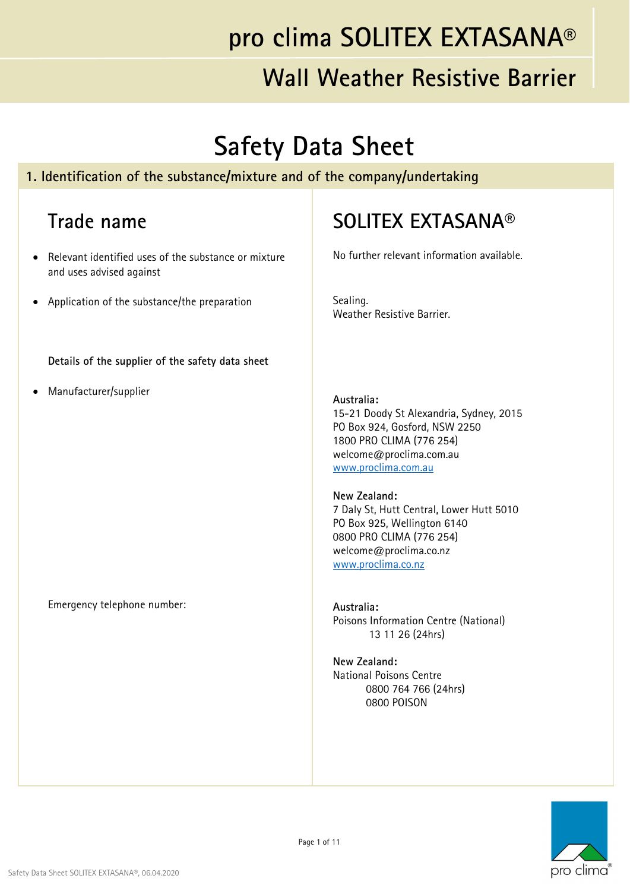# pro clima SOLITEX EXTASANA®

## Wall Weather Resistive Barrier

# Safety Data Sheet

## 1. Identification of the substance/mixture and of the company/undertaking

| Trade name | SOLITEX EXTASANA® |
|---|---|
| • Relevant identified uses of the substance or mixture and uses advised against | No further relevant information available. |
| • Application of the substance/the preparation | Sealing.<br>Weather Resistive Barrier. |
| **Details of the supplier of the safety data sheet** | |
| • Manufacturer/supplier | **Australia:**<br>15-21 Doody St Alexandria, Sydney, 2015<br>PO Box 924, Gosford, NSW 2250<br>1800 PRO CLIMA (776 254)<br>welcome@proclima.com.au<br>www.proclima.com.au<br><br>**New Zealand:**<br>7 Daly St, Hutt Central, Lower Hutt 5010<br>PO Box 925, Wellington 6140<br>0800 PRO CLIMA (776 254)<br>welcome@proclima.co.nz<br>www.proclima.co.nz |
| Emergency telephone number: | **Australia:**<br>Poisons Information Centre (National)<br>13 11 26 (24hrs)<br><br>**New Zealand:**<br>National Poisons Centre<br>0800 764 766 (24hrs)<br>0800 POISON |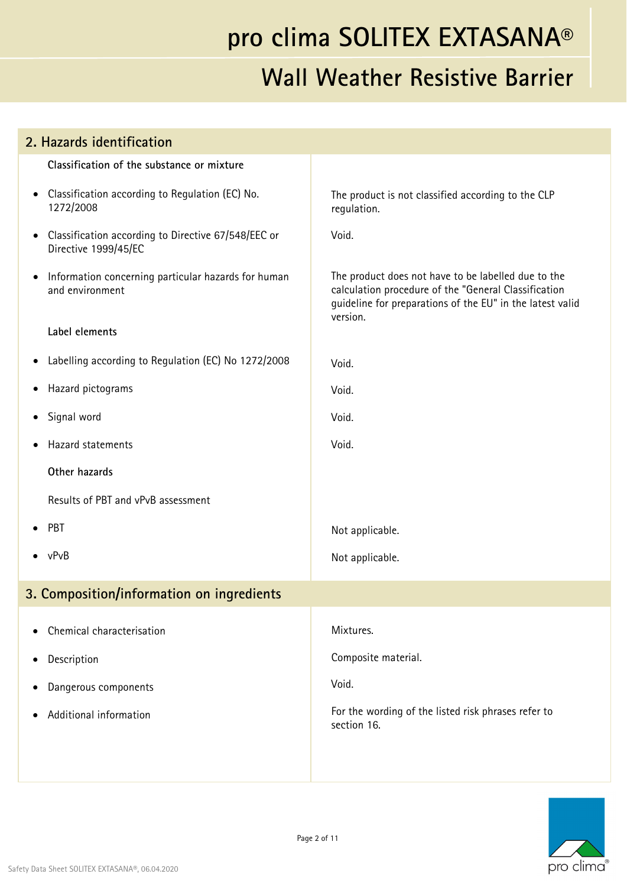## 2. Hazards identification

| | |
|---|---|
| **Classification of the substance or mixture** | |
| • Classification according to Regulation (EC) No. 1272/2008 | The product is not classified according to the CLP regulation. |
| • Classification according to Directive 67/548/EEC or Directive 1999/45/EC | Void. |
| • Information concerning particular hazards for human and environment | The product does not have to be labelled due to the calculation procedure of the "General Classification guideline for preparations of the EU" in the latest valid version. |
| **Label elements** | |
| • Labelling according to Regulation (EC) No 1272/2008 | Void. |
| • Hazard pictograms | Void. |
| • Signal word | Void. |
| • Hazard statements | Void. |
| **Other hazards** | |
| Results of PBT and vPvB assessment | |
| • PBT | Not applicable. |
| • vPvB | Not applicable. |

## 3. Composition/information on ingredients

| | |
|---|---|
| • Chemical characterisation | Mixtures. |
| • Description | Composite material. |
| • Dangerous components | Void. |
| • Additional information | For the wording of the listed risk phrases refer to section 16. |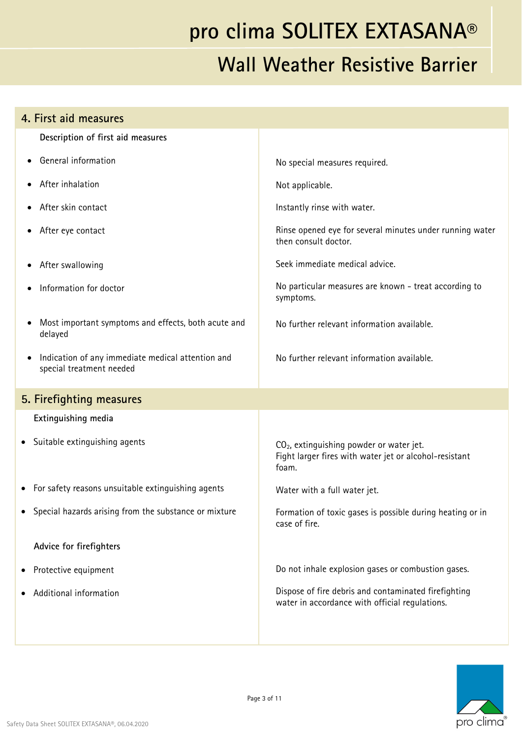## 4. First aid measures

| Description of first aid measures | |
|---|---|
| • General information | No special measures required. |
| • After inhalation | Not applicable. |
| • After skin contact | Instantly rinse with water. |
| • After eye contact | Rinse opened eye for several minutes under running water then consult doctor. |
| • After swallowing | Seek immediate medical advice. |
| • Information for doctor | No particular measures are known - treat according to symptoms. |
| • Most important symptoms and effects, both acute and delayed | No further relevant information available. |
| • Indication of any immediate medical attention and special treatment needed | No further relevant information available. |

## 5. Firefighting measures

| Extinguishing media | |
|---|---|
| • Suitable extinguishing agents | $CO_2$, extinguishing powder or water jet. Fight larger fires with water jet or alcohol-resistant foam. |
| • For safety reasons unsuitable extinguishing agents | Water with a full water jet. |
| • Special hazards arising from the substance or mixture | Formation of toxic gases is possible during heating or in case of fire. |
| **Advice for firefighters** | |
| • Protective equipment | Do not inhale explosion gases or combustion gases. |
| • Additional information | Dispose of fire debris and contaminated firefighting water in accordance with official regulations. |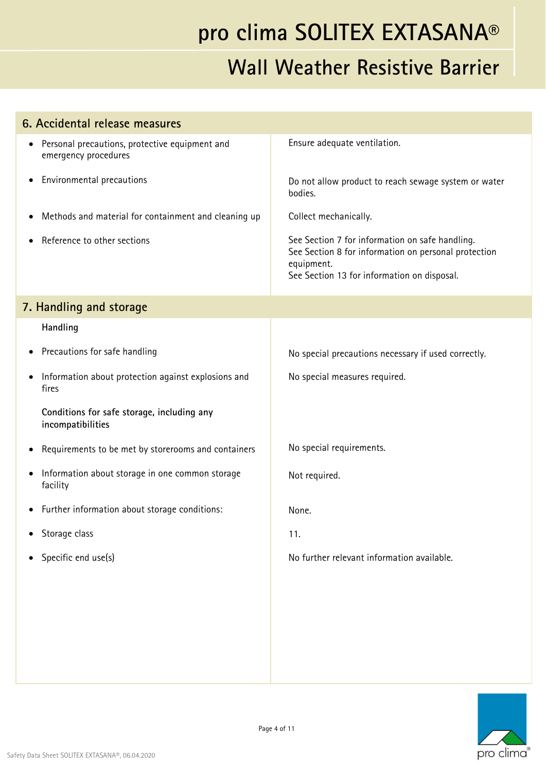## 6. Accidental release measures

| | |
|---|---|
| Personal precautions, protective equipment and emergency procedures | Ensure adequate ventilation. |
| Environmental precautions | Do not allow product to reach sewage system or water bodies. |
| Methods and material for containment and cleaning up | Collect mechanically. |
| Reference to other sections | See Section 7 for information on safe handling.<br>See Section 8 for information on personal protection equipment.<br>See Section 13 for information on disposal. |

## 7. Handling and storage

| | |
|---|---|
| **Handling** | |
| Precautions for safe handling | No special precautions necessary if used correctly. |
| Information about protection against explosions and fires | No special measures required. |
| **Conditions for safe storage, including any incompatibilities** | |
| Requirements to be met by storerooms and containers | No special requirements. |
| Information about storage in one common storage facility | Not required. |
| Further information about storage conditions: | None. |
| Storage class | 11. |
| Specific end use(s) | No further relevant information available. |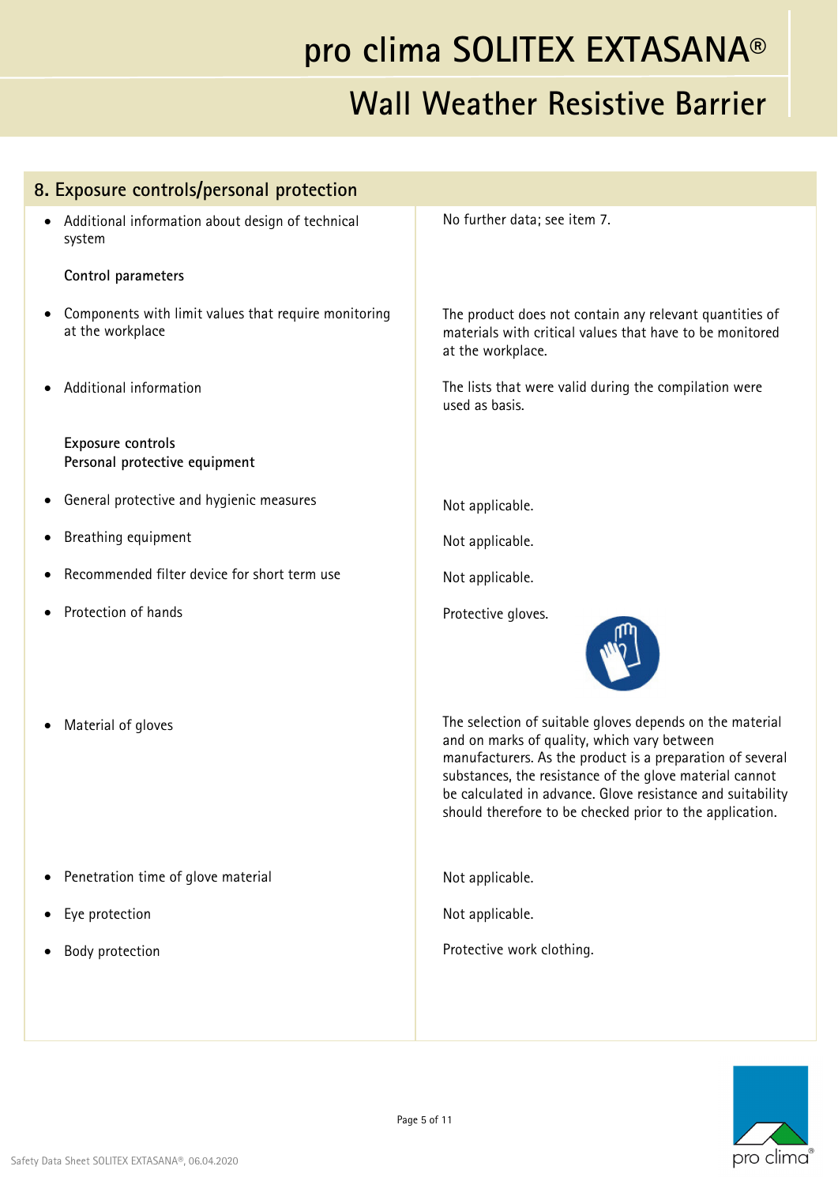## 8. Exposure controls/personal protection

| | |
|---|---|
| • Additional information about design of technical system | No further data; see item 7. |
| **Control parameters** | |
| • Components with limit values that require monitoring at the workplace | The product does not contain any relevant quantities of materials with critical values that have to be monitored at the workplace. |
| • Additional information | The lists that were valid during the compilation were used as basis. |
| **Exposure controls**<br>**Personal protective equipment** | |
| • General protective and hygienic measures | Not applicable. |
| • Breathing equipment | Not applicable. |
| • Recommended filter device for short term use | Not applicable. |
| • Protection of hands | Protective gloves. |
| • Material of gloves | The selection of suitable gloves depends on the material and on marks of quality, which vary between manufacturers. As the product is a preparation of several substances, the resistance of the glove material cannot be calculated in advance. Glove resistance and suitability should therefore to be checked prior to the application. |
| • Penetration time of glove material | Not applicable. |
| • Eye protection | Not applicable. |
| • Body protection | Protective work clothing. |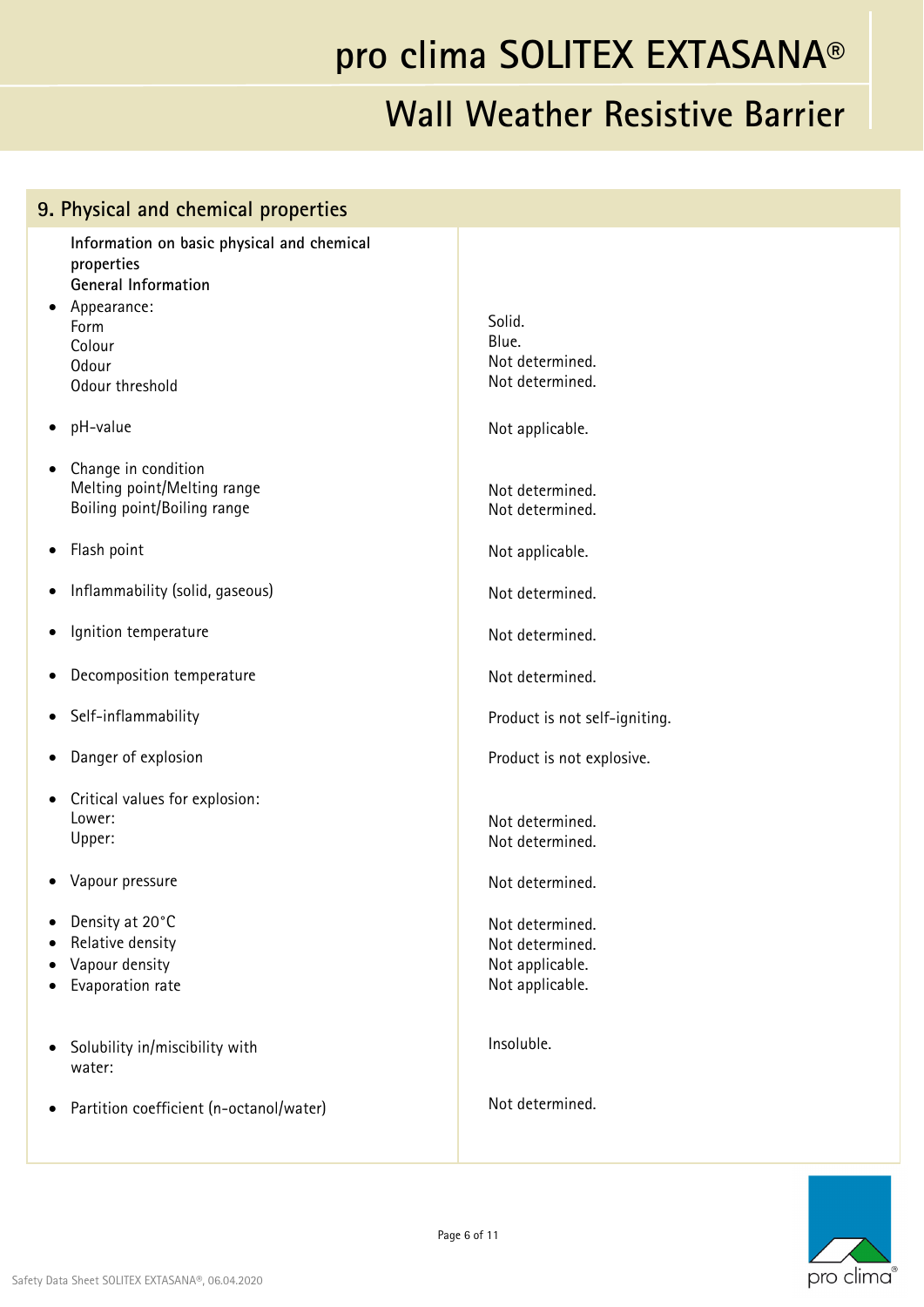## 9. Physical and chemical properties

| Information on basic physical and chemical properties | |
|---|---|
| **General Information** | |
| • Appearance: | |
| Form | Solid. |
| Colour | Blue. |
| Odour | Not determined. |
| Odour threshold | Not determined. |
| • pH-value | Not applicable. |
| • Change in condition | |
| Melting point/Melting range | Not determined. |
| Boiling point/Boiling range | Not determined. |
| • Flash point | Not applicable. |
| • Inflammability (solid, gaseous) | Not determined. |
| • Ignition temperature | Not determined. |
| • Decomposition temperature | Not determined. |
| • Self-inflammability | Product is not self-igniting. |
| • Danger of explosion | Product is not explosive. |
| • Critical values for explosion: | |
| Lower: | Not determined. |
| Upper: | Not determined. |
| • Vapour pressure | Not determined. |
| • Density at 20°C | Not determined. |
| • Relative density | Not determined. |
| • Vapour density | Not applicable. |
| • Evaporation rate | Not applicable. |
| • Solubility in/miscibility with water: | Insoluble. |
| • Partition coefficient (n-octanol/water) | Not determined. |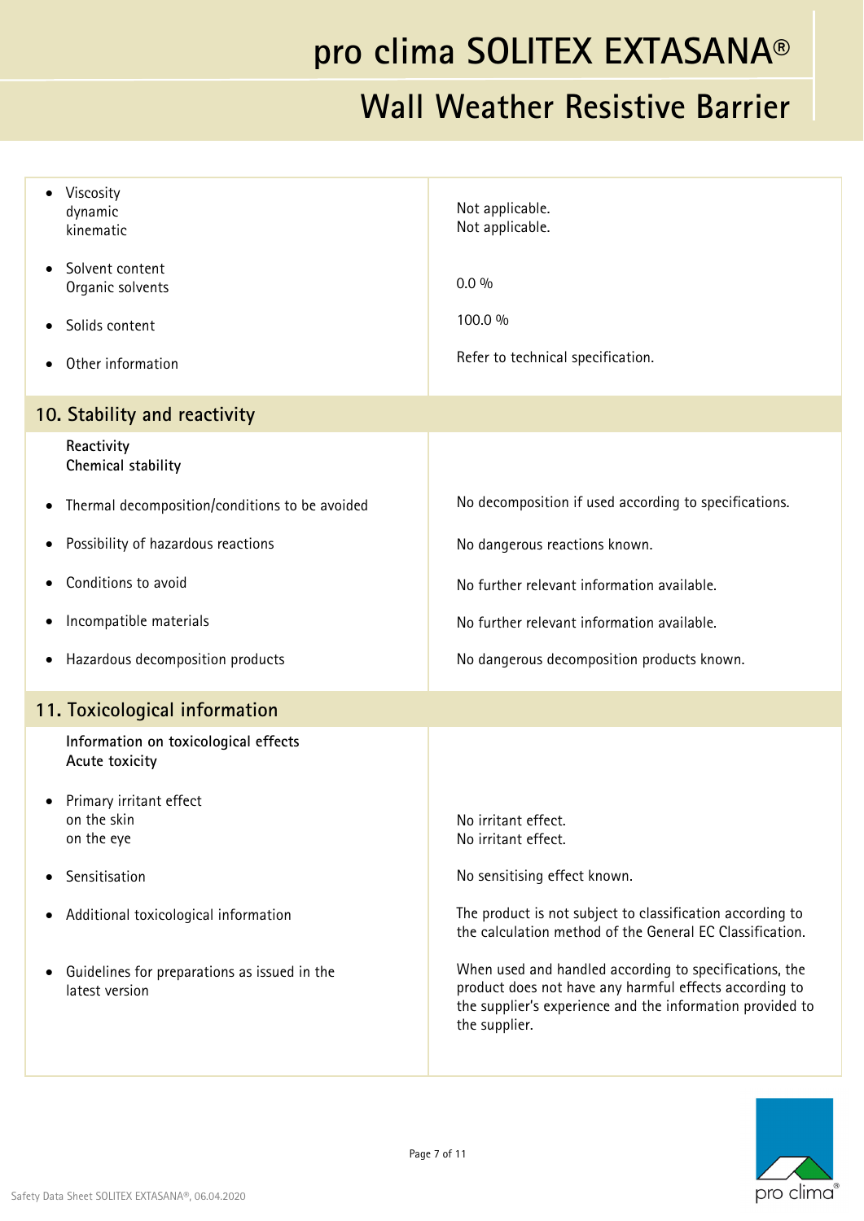| | |
|---|---|
| • Viscosity<br>dynamic<br>kinematic | Not applicable.<br>Not applicable. |
| • Solvent content<br>Organic solvents | 0.0 % |
| • Solids content | 100.0 % |
| • Other information | Refer to technical specification. |

## 10. Stability and reactivity

| | |
|---|---|
| **Reactivity**<br>**Chemical stability** | |
| • Thermal decomposition/conditions to be avoided | No decomposition if used according to specifications. |
| • Possibility of hazardous reactions | No dangerous reactions known. |
| • Conditions to avoid | No further relevant information available. |
| • Incompatible materials | No further relevant information available. |
| • Hazardous decomposition products | No dangerous decomposition products known. |

## 11. Toxicological information

| | |
|---|---|
| **Information on toxicological effects**<br>**Acute toxicity** | |
| • Primary irritant effect<br>on the skin<br>on the eye | No irritant effect.<br>No irritant effect. |
| • Sensitisation | No sensitising effect known. |
| • Additional toxicological information | The product is not subject to classification according to the calculation method of the General EC Classification. |
| • Guidelines for preparations as issued in the latest version | When used and handled according to specifications, the product does not have any harmful effects according to the supplier's experience and the information provided to the supplier. |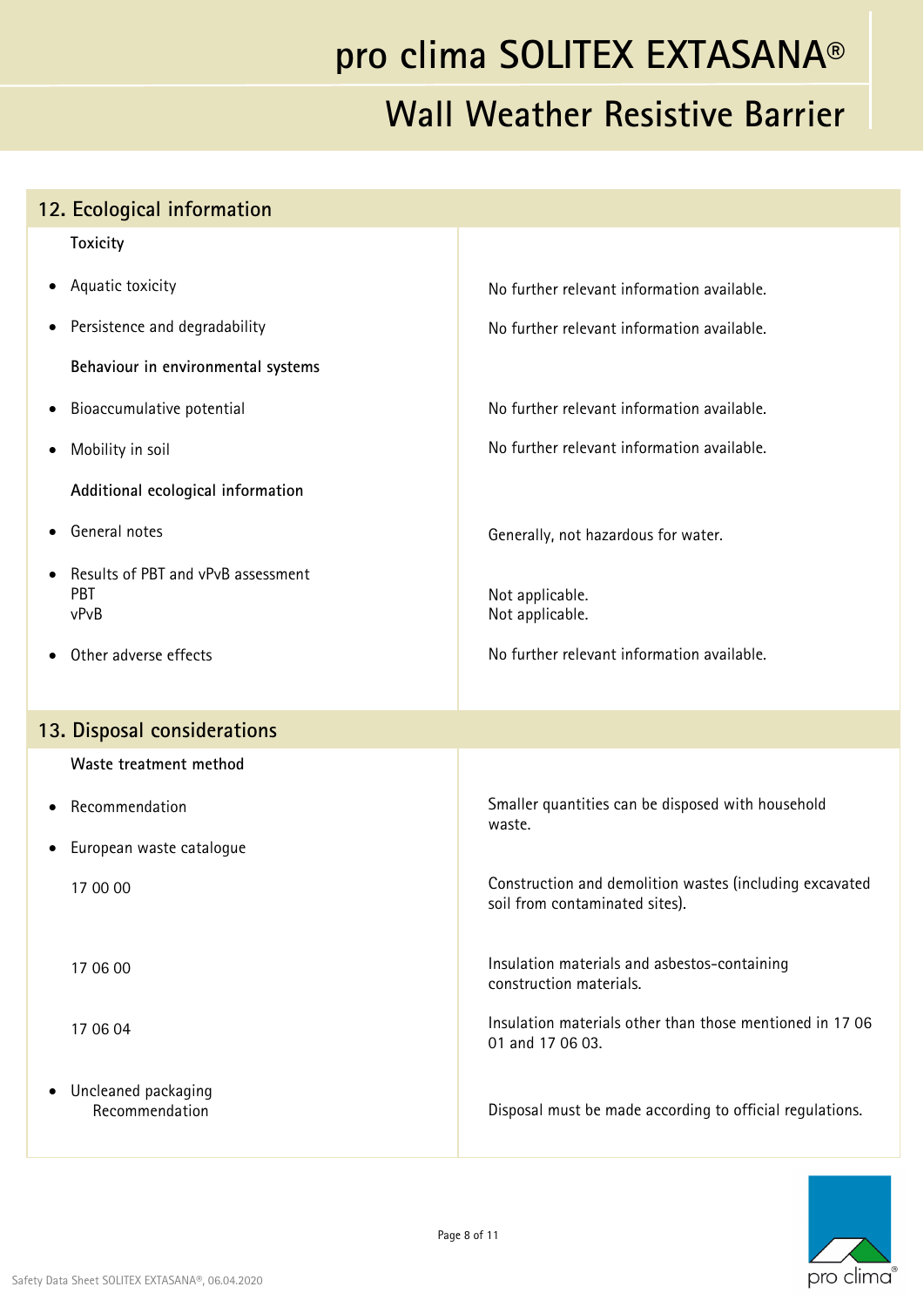## 12. Ecological information

| | |
|---|---|
| **Toxicity** | |
| • Aquatic toxicity | No further relevant information available. |
| • Persistence and degradability | No further relevant information available. |
| **Behaviour in environmental systems** | |
| • Bioaccumulative potential | No further relevant information available. |
| • Mobility in soil | No further relevant information available. |
| **Additional ecological information** | |
| • General notes | Generally, not hazardous for water. |
| • Results of PBT and vPvB assessment<br>PBT<br>vPvB | <br>Not applicable.<br>Not applicable. |
| • Other adverse effects | No further relevant information available. |

## 13. Disposal considerations

| | |
|---|---|
| **Waste treatment method** | |
| • Recommendation | Smaller quantities can be disposed with household waste. |
| • European waste catalogue | |
| 17 00 00 | Construction and demolition wastes (including excavated soil from contaminated sites). |
| 17 06 00 | Insulation materials and asbestos-containing construction materials. |
| 17 06 04 | Insulation materials other than those mentioned in 17 06 01 and 17 06 03. |
| • Uncleaned packaging<br>Recommendation | Disposal must be made according to official regulations. |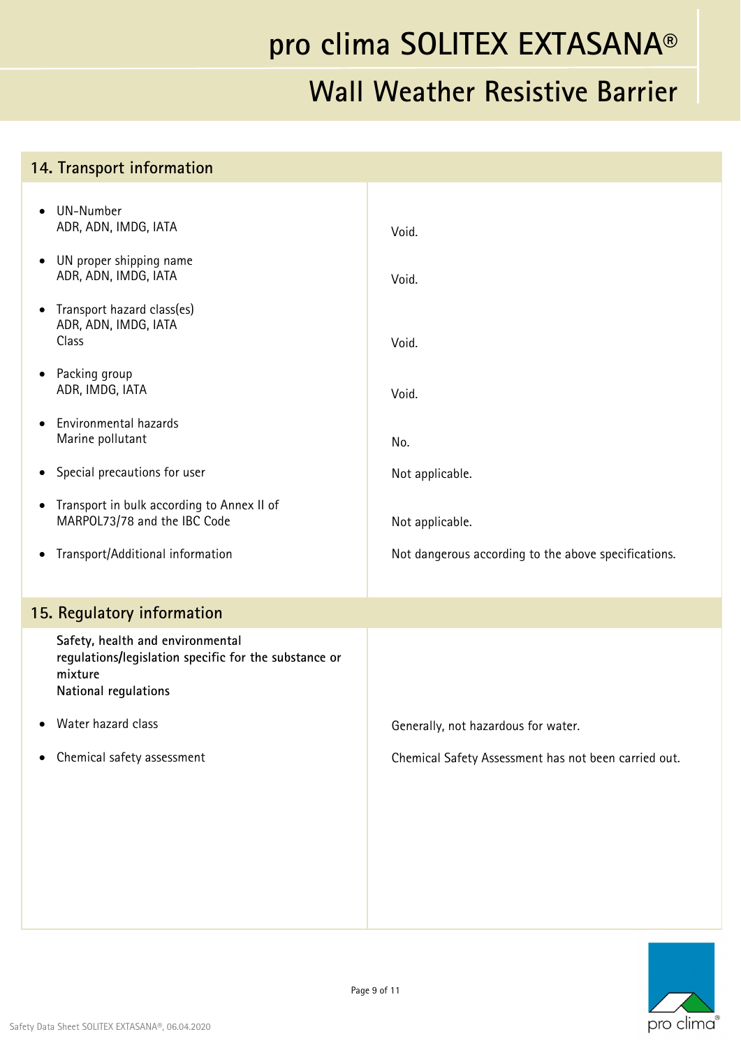## 14. Transport information

| | |
|---|---|
| • UN-Number<br>ADR, ADN, IMDG, IATA | Void. |
| • UN proper shipping name<br>ADR, ADN, IMDG, IATA | Void. |
| • Transport hazard class(es)<br>ADR, ADN, IMDG, IATA<br>Class | Void. |
| • Packing group<br>ADR, IMDG, IATA | Void. |
| • Environmental hazards<br>Marine pollutant | No. |
| • Special precautions for user | Not applicable. |
| • Transport in bulk according to Annex II of MARPOL73/78 and the IBC Code | Not applicable. |
| • Transport/Additional information | Not dangerous according to the above specifications. |

## 15. Regulatory information

**Safety, health and environmental regulations/legislation specific for the substance or mixture**
**National regulations**

| | |
|---|---|
| • Water hazard class | Generally, not hazardous for water. |
| • Chemical safety assessment | Chemical Safety Assessment has not been carried out. |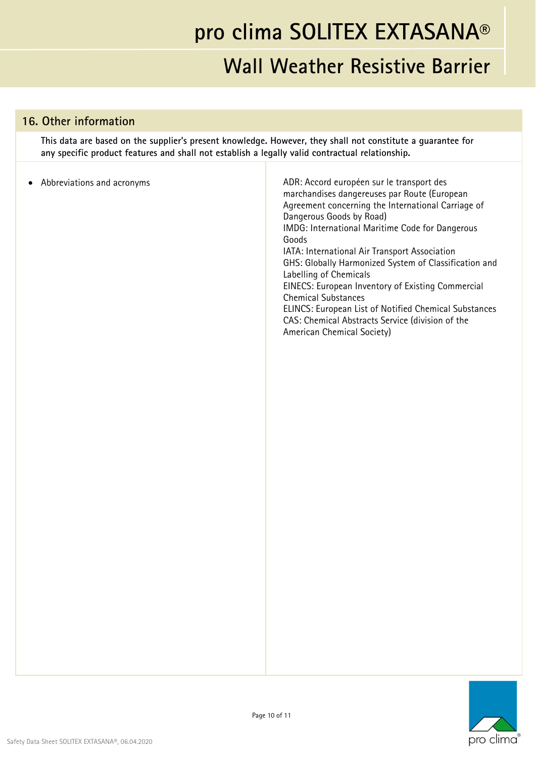## 16. Other information

**This data are based on the supplier's present knowledge. However, they shall not constitute a guarantee for any specific product features and shall not establish a legally valid contractual relationship.**

| | |
|---|---|
| • Abbreviations and acronyms | ADR: Accord européen sur le transport des marchandises dangereuses par Route (European Agreement concerning the International Carriage of Dangerous Goods by Road)<br>IMDG: International Maritime Code for Dangerous Goods<br>IATA: International Air Transport Association<br>GHS: Globally Harmonized System of Classification and Labelling of Chemicals<br>EINECS: European Inventory of Existing Commercial Chemical Substances<br>ELINCS: European List of Notified Chemical Substances<br>CAS: Chemical Abstracts Service (division of the American Chemical Society) |